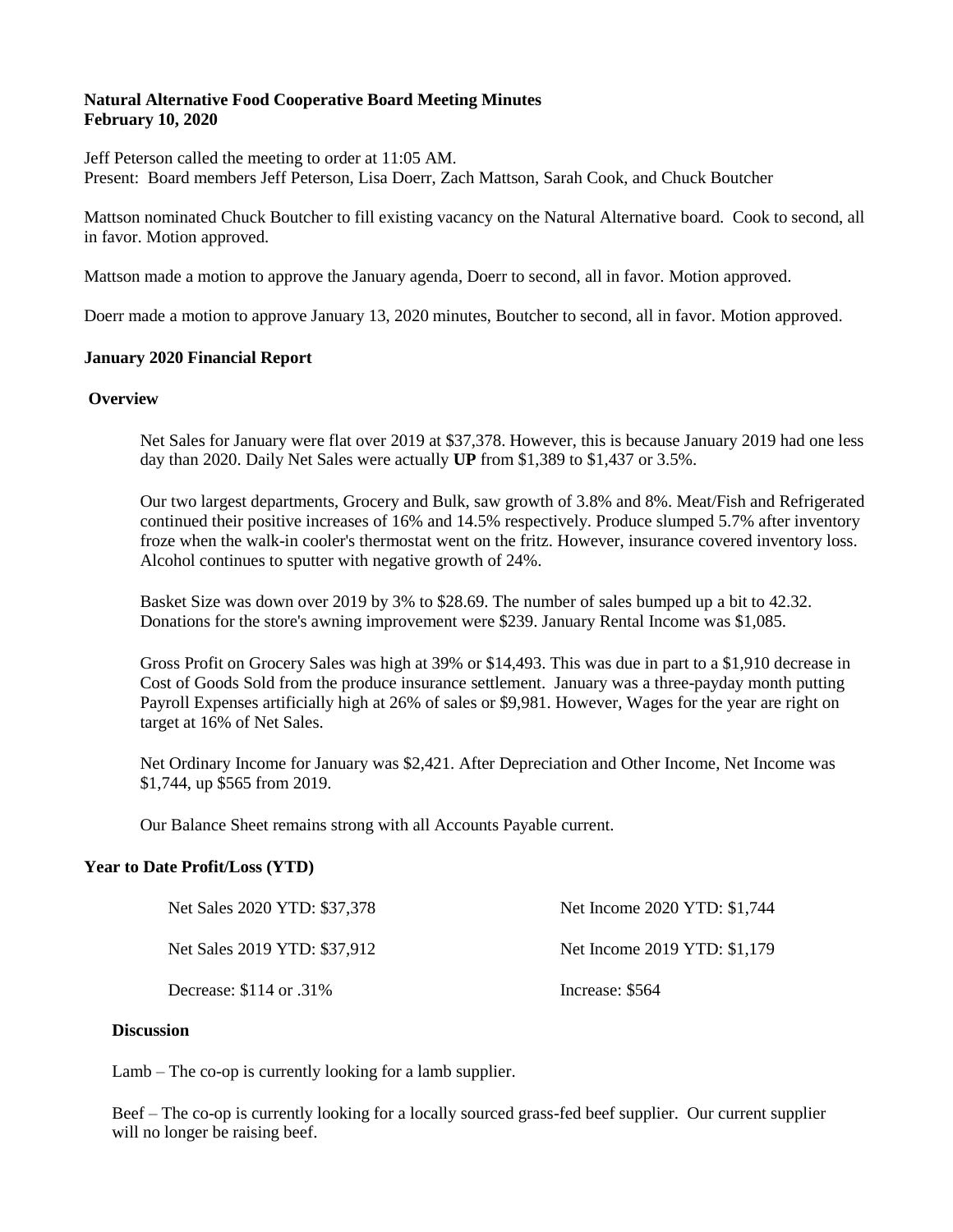**Natural Alternative Food Cooperative Board Meeting Minutes**
**February 10, 2020**

Jeff Peterson called the meeting to order at 11:05 AM.
Present: Board members Jeff Peterson, Lisa Doerr, Zach Mattson, Sarah Cook, and Chuck Boutcher

Mattson nominated Chuck Boutcher to fill existing vacancy on the Natural Alternative board. Cook to second, all in favor. Motion approved.

Mattson made a motion to approve the January agenda, Doerr to second, all in favor. Motion approved.

Doerr made a motion to approve January 13, 2020 minutes, Boutcher to second, all in favor. Motion approved.

**January 2020 Financial Report**

**Overview**

Net Sales for January were flat over 2019 at $37,378. However, this is because January 2019 had one less day than 2020. Daily Net Sales were actually **UP** from $1,389 to $1,437 or 3.5%.

Our two largest departments, Grocery and Bulk, saw growth of 3.8% and 8%. Meat/Fish and Refrigerated continued their positive increases of 16% and 14.5% respectively. Produce slumped 5.7% after inventory froze when the walk-in cooler's thermostat went on the fritz. However, insurance covered inventory loss. Alcohol continues to sputter with negative growth of 24%.

Basket Size was down over 2019 by 3% to $28.69. The number of sales bumped up a bit to 42.32. Donations for the store's awning improvement were $239. January Rental Income was $1,085.

Gross Profit on Grocery Sales was high at 39% or $14,493. This was due in part to a $1,910 decrease in Cost of Goods Sold from the produce insurance settlement. January was a three-payday month putting Payroll Expenses artificially high at 26% of sales or $9,981. However, Wages for the year are right on target at 16% of Net Sales.

Net Ordinary Income for January was $2,421. After Depreciation and Other Income, Net Income was $1,744, up $565 from 2019.

Our Balance Sheet remains strong with all Accounts Payable current.

**Year to Date Profit/Loss (YTD)**

Net Sales 2020 YTD: $37,378

Net Sales 2019 YTD: $37,912

Decrease: $114 or .31%

Net Income 2020 YTD: $1,744

Net Income 2019 YTD: $1,179

Increase: $564

**Discussion**

Lamb – The co-op is currently looking for a lamb supplier.

Beef – The co-op is currently looking for a locally sourced grass-fed beef supplier. Our current supplier will no longer be raising beef.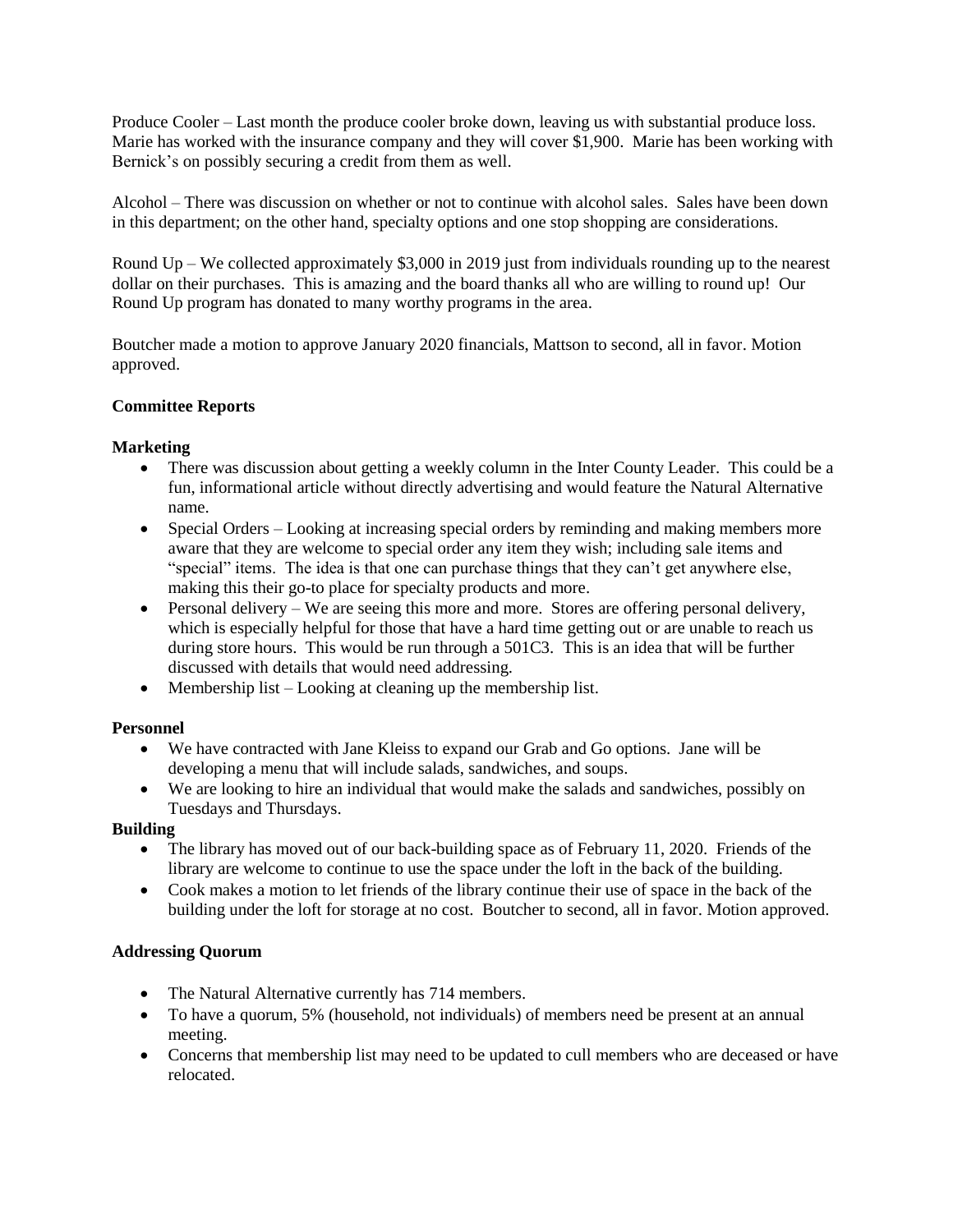Produce Cooler – Last month the produce cooler broke down, leaving us with substantial produce loss. Marie has worked with the insurance company and they will cover $1,900. Marie has been working with Bernick's on possibly securing a credit from them as well.

Alcohol – There was discussion on whether or not to continue with alcohol sales. Sales have been down in this department; on the other hand, specialty options and one stop shopping are considerations.

Round Up – We collected approximately $3,000 in 2019 just from individuals rounding up to the nearest dollar on their purchases. This is amazing and the board thanks all who are willing to round up! Our Round Up program has donated to many worthy programs in the area.

Boutcher made a motion to approve January 2020 financials, Mattson to second, all in favor. Motion approved.

**Committee Reports**

**Marketing**

- There was discussion about getting a weekly column in the Inter County Leader. This could be a fun, informational article without directly advertising and would feature the Natural Alternative name.
- Special Orders – Looking at increasing special orders by reminding and making members more aware that they are welcome to special order any item they wish; including sale items and "special" items. The idea is that one can purchase things that they can't get anywhere else, making this their go-to place for specialty products and more.
- Personal delivery – We are seeing this more and more. Stores are offering personal delivery, which is especially helpful for those that have a hard time getting out or are unable to reach us during store hours. This would be run through a 501C3. This is an idea that will be further discussed with details that would need addressing.
- Membership list – Looking at cleaning up the membership list.

**Personnel**

- We have contracted with Jane Kleiss to expand our Grab and Go options. Jane will be developing a menu that will include salads, sandwiches, and soups.
- We are looking to hire an individual that would make the salads and sandwiches, possibly on Tuesdays and Thursdays.

**Building**

- The library has moved out of our back-building space as of February 11, 2020. Friends of the library are welcome to continue to use the space under the loft in the back of the building.
- Cook makes a motion to let friends of the library continue their use of space in the back of the building under the loft for storage at no cost. Boutcher to second, all in favor. Motion approved.

**Addressing Quorum**

- The Natural Alternative currently has 714 members.
- To have a quorum, 5% (household, not individuals) of members need be present at an annual meeting.
- Concerns that membership list may need to be updated to cull members who are deceased or have relocated.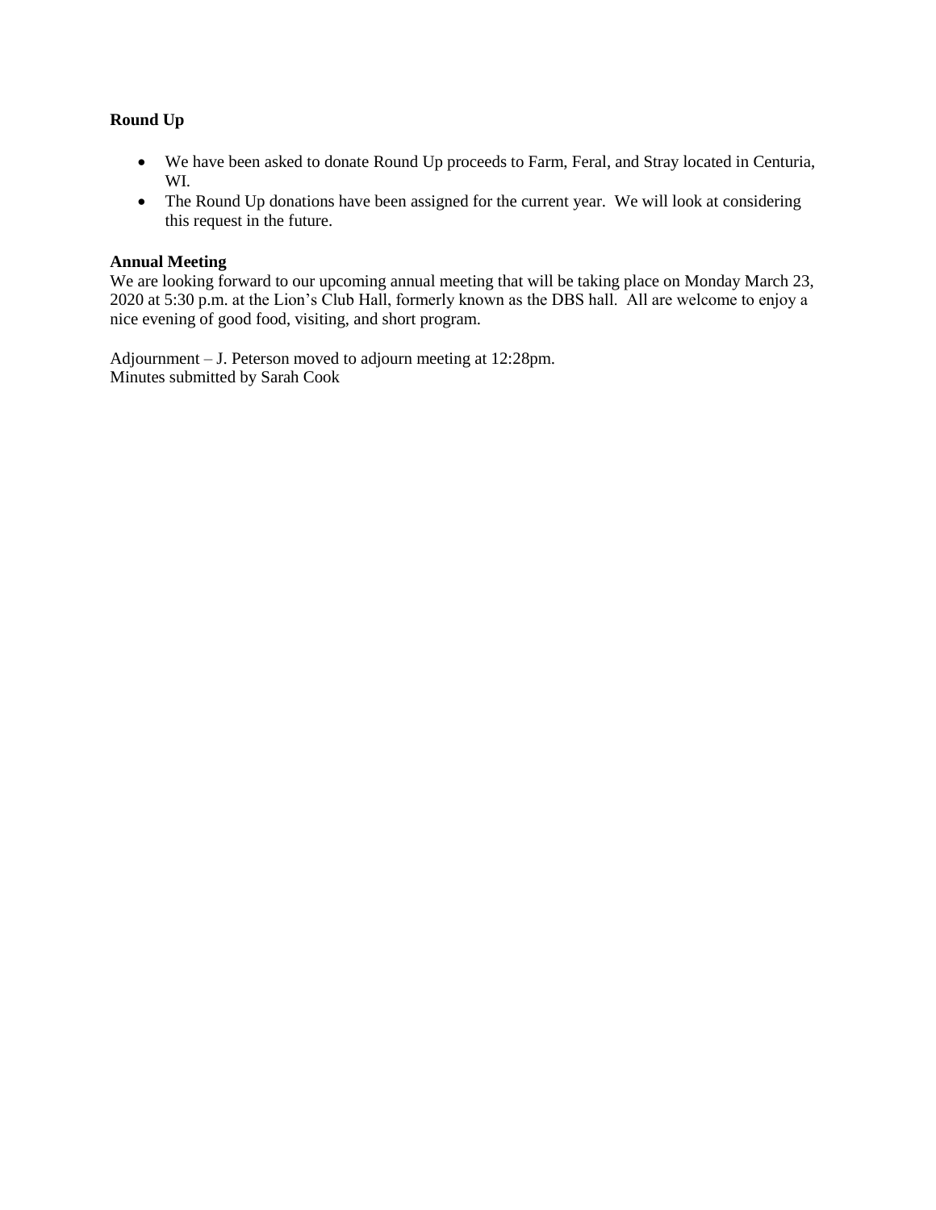**Round Up**

- We have been asked to donate Round Up proceeds to Farm, Feral, and Stray located in Centuria, WI.
- The Round Up donations have been assigned for the current year. We will look at considering this request in the future.

**Annual Meeting**

We are looking forward to our upcoming annual meeting that will be taking place on Monday March 23, 2020 at 5:30 p.m. at the Lion's Club Hall, formerly known as the DBS hall. All are welcome to enjoy a nice evening of good food, visiting, and short program.

Adjournment – J. Peterson moved to adjourn meeting at 12:28pm.
Minutes submitted by Sarah Cook